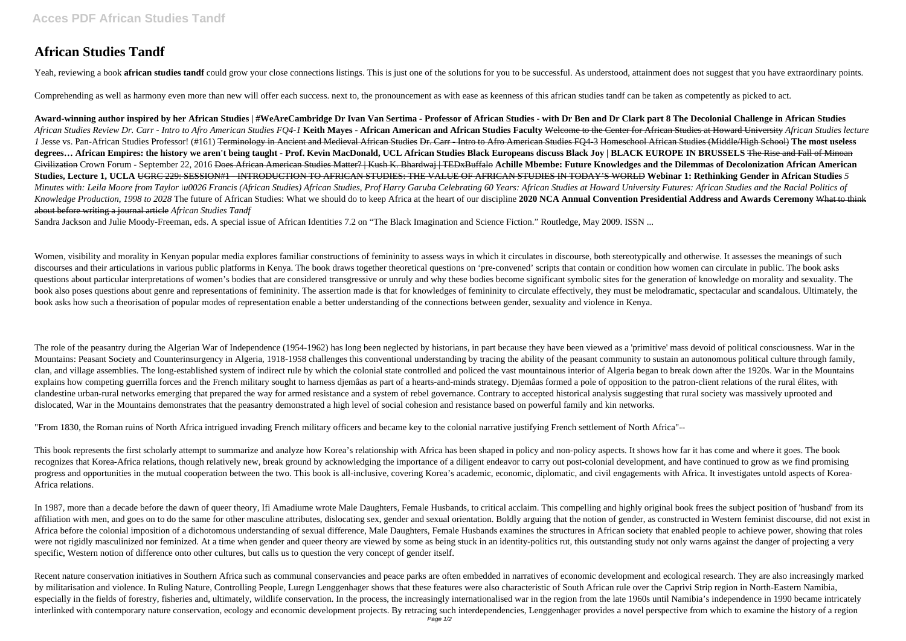# African Studies Tandf

Yeah, reviewing a book **african studies tandf** could grow your close connections listings. This is just one of the solutions for you to be successful. As understood, attainment does not suggest that you have extraordinary points.

Comprehending as well as harmony even more than new will offer each success. next to, the pronouncement as with ease as keenness of this african studies tandf can be taken as competently as picked to act.

**Award-winning author inspired by her African Studies | #WeAreCambridge Dr Ivan Van Sertima - Professor of African Studies - with Dr Ben and Dr Clark part 8 The Decolonial Challenge in African Studies** *African Studies Review Dr. Carr - Intro to Afro American Studies FQ4-1* **Keith Mayes - African American and African Studies Faculty** ~~Welcome to the Center for African Studies at Howard University~~ *African Studies lecture 1* Jesse vs. Pan-African Studies Professor! (#161) ~~Terminology in Ancient and Medieval African Studies~~ ~~Dr. Carr - Intro to Afro American Studies FQ4-3~~ ~~Homeschool African Studies (Middle/High School)~~ **The most useless degrees… African Empires: the history we aren't being taught - Prof. Kevin MacDonald, UCL African Studies Black Europeans discuss Black Joy | BLACK EUROPE IN BRUSSELS** ~~The Rise and Fall of Minoan Civilization~~ Crown Forum - September 22, 2016 ~~Does African American Studies Matter? | Kush K. Bhardwaj | TEDxBuffalo~~ **Achille Mbembe: Future Knowledges and the Dilemmas of Decolonization African American Studies, Lecture 1, UCLA** ~~UGRC 229: SESSION#1 - INTRODUCTION TO AFRICAN STUDIES: THE VALUE OF AFRICAN STUDIES IN TODAY'S WORLD~~ **Webinar 1: Rethinking Gender in African Studies** *5 Minutes with: Leila Moore from Taylor \u0026 Francis (African Studies) African Studies, Prof Harry Garuba Celebrating 60 Years: African Studies at Howard University Futures: African Studies and the Racial Politics of Knowledge Production, 1998 to 2028* The future of African Studies: What we should do to keep Africa at the heart of our discipline **2020 NCA Annual Convention Presidential Address and Awards Ceremony** ~~What to think about before writing a journal article~~ *African Studies Tandf*

Sandra Jackson and Julie Moody-Freeman, eds. A special issue of African Identities 7.2 on "The Black Imagination and Science Fiction." Routledge, May 2009. ISSN ...

Women, visibility and morality in Kenyan popular media explores familiar constructions of femininity to assess ways in which it circulates in discourse, both stereotypically and otherwise. It assesses the meanings of such discourses and their articulations in various public platforms in Kenya. The book draws together theoretical questions on 'pre-convened' scripts that contain or condition how women can circulate in public. The book asks questions about particular interpretations of women's bodies that are considered transgressive or unruly and why these bodies become significant symbolic sites for the generation of knowledge on morality and sexuality. The book also poses questions about genre and representations of femininity. The assertion made is that for knowledges of femininity to circulate effectively, they must be melodramatic, spectacular and scandalous. Ultimately, the book asks how such a theorisation of popular modes of representation enable a better understanding of the connections between gender, sexuality and violence in Kenya.

The role of the peasantry during the Algerian War of Independence (1954-1962) has long been neglected by historians, in part because they have been viewed as a 'primitive' mass devoid of political consciousness. War in the Mountains: Peasant Society and Counterinsurgency in Algeria, 1918-1958 challenges this conventional understanding by tracing the ability of the peasant community to sustain an autonomous political culture through family, clan, and village assemblies. The long-established system of indirect rule by which the colonial state controlled and policed the vast mountainous interior of Algeria began to break down after the 1920s. War in the Mountains explains how competing guerrilla forces and the French military sought to harness djemâas as part of a hearts-and-minds strategy. Djemâas formed a pole of opposition to the patron-client relations of the rural élites, with clandestine urban-rural networks emerging that prepared the way for armed resistance and a system of rebel governance. Contrary to accepted historical analysis suggesting that rural society was massively uprooted and dislocated, War in the Mountains demonstrates that the peasantry demonstrated a high level of social cohesion and resistance based on powerful family and kin networks.

"From 1830, the Roman ruins of North Africa intrigued invading French military officers and became key to the colonial narrative justifying French settlement of North Africa"--

This book represents the first scholarly attempt to summarize and analyze how Korea's relationship with Africa has been shaped in policy and non-policy aspects. It shows how far it has come and where it goes. The book recognizes that Korea-Africa relations, though relatively new, break ground by acknowledging the importance of a diligent endeavor to carry out post-colonial development, and have continued to grow as we find promising progress and opportunities in the mutual cooperation between the two. This book is all-inclusive, covering Korea's academic, economic, diplomatic, and civil engagements with Africa. It investigates untold aspects of Korea-Africa relations.

In 1987, more than a decade before the dawn of queer theory, Ifi Amadiume wrote Male Daughters, Female Husbands, to critical acclaim. This compelling and highly original book frees the subject position of 'husband' from its affiliation with men, and goes on to do the same for other masculine attributes, dislocating sex, gender and sexual orientation. Boldly arguing that the notion of gender, as constructed in Western feminist discourse, did not exist in Africa before the colonial imposition of a dichotomous understanding of sexual difference, Male Daughters, Female Husbands examines the structures in African society that enabled people to achieve power, showing that roles were not rigidly masculinized nor feminized. At a time when gender and queer theory are viewed by some as being stuck in an identity-politics rut, this outstanding study not only warns against the danger of projecting a very specific, Western notion of difference onto other cultures, but calls us to question the very concept of gender itself.

Recent nature conservation initiatives in Southern Africa such as communal conservancies and peace parks are often embedded in narratives of economic development and ecological research. They are also increasingly marked by militarisation and violence. In Ruling Nature, Controlling People, Luregn Lenggenhager shows that these features were also characteristic of South African rule over the Caprivi Strip region in North-Eastern Namibia, especially in the fields of forestry, fisheries and, ultimately, wildlife conservation. In the process, the increasingly internationalised war in the region from the late 1960s until Namibia's independence in 1990 became intricately interlinked with contemporary nature conservation, ecology and economic development projects. By retracing such interdependencies, Lenggenhager provides a novel perspective from which to examine the history of a region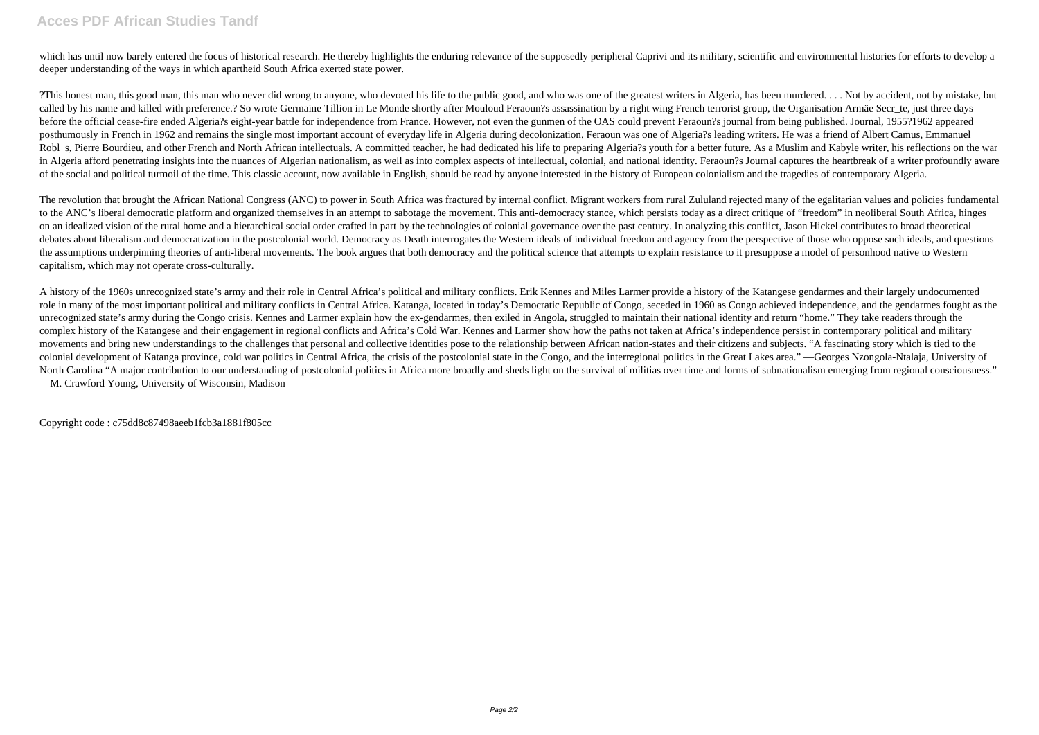which has until now barely entered the focus of historical research. He thereby highlights the enduring relevance of the supposedly peripheral Caprivi and its military, scientific and environmental histories for efforts to develop a deeper understanding of the ways in which apartheid South Africa exerted state power.

?This honest man, this good man, this man who never did wrong to anyone, who devoted his life to the public good, and who was one of the greatest writers in Algeria, has been murdered. . . . Not by accident, not by mistake, but called by his name and killed with preference.? So wrote Germaine Tillion in Le Monde shortly after Mouloud Feraoun?s assassination by a right wing French terrorist group, the Organisation Armäe Secr_te, just three days before the official cease-fire ended Algeria?s eight-year battle for independence from France. However, not even the gunmen of the OAS could prevent Feraoun?s journal from being published. Journal, 1955?1962 appeared posthumously in French in 1962 and remains the single most important account of everyday life in Algeria during decolonization. Feraoun was one of Algeria?s leading writers. He was a friend of Albert Camus, Emmanuel Robl_s, Pierre Bourdieu, and other French and North African intellectuals. A committed teacher, he had dedicated his life to preparing Algeria?s youth for a better future. As a Muslim and Kabyle writer, his reflections on the war in Algeria afford penetrating insights into the nuances of Algerian nationalism, as well as into complex aspects of intellectual, colonial, and national identity. Feraoun?s Journal captures the heartbreak of a writer profoundly aware of the social and political turmoil of the time. This classic account, now available in English, should be read by anyone interested in the history of European colonialism and the tragedies of contemporary Algeria.

The revolution that brought the African National Congress (ANC) to power in South Africa was fractured by internal conflict. Migrant workers from rural Zululand rejected many of the egalitarian values and policies fundamental to the ANC's liberal democratic platform and organized themselves in an attempt to sabotage the movement. This anti-democracy stance, which persists today as a direct critique of "freedom" in neoliberal South Africa, hinges on an idealized vision of the rural home and a hierarchical social order crafted in part by the technologies of colonial governance over the past century. In analyzing this conflict, Jason Hickel contributes to broad theoretical debates about liberalism and democratization in the postcolonial world. Democracy as Death interrogates the Western ideals of individual freedom and agency from the perspective of those who oppose such ideals, and questions the assumptions underpinning theories of anti-liberal movements. The book argues that both democracy and the political science that attempts to explain resistance to it presuppose a model of personhood native to Western capitalism, which may not operate cross-culturally.

A history of the 1960s unrecognized state's army and their role in Central Africa's political and military conflicts. Erik Kennes and Miles Larmer provide a history of the Katangese gendarmes and their largely undocumented role in many of the most important political and military conflicts in Central Africa. Katanga, located in today's Democratic Republic of Congo, seceded in 1960 as Congo achieved independence, and the gendarmes fought as the unrecognized state's army during the Congo crisis. Kennes and Larmer explain how the ex-gendarmes, then exiled in Angola, struggled to maintain their national identity and return "home." They take readers through the complex history of the Katangese and their engagement in regional conflicts and Africa's Cold War. Kennes and Larmer show how the paths not taken at Africa's independence persist in contemporary political and military movements and bring new understandings to the challenges that personal and collective identities pose to the relationship between African nation-states and their citizens and subjects. "A fascinating story which is tied to the colonial development of Katanga province, cold war politics in Central Africa, the crisis of the postcolonial state in the Congo, and the interregional politics in the Great Lakes area." —Georges Nzongola-Ntalaja, University of North Carolina "A major contribution to our understanding of postcolonial politics in Africa more broadly and sheds light on the survival of militias over time and forms of subnationalism emerging from regional consciousness." —M. Crawford Young, University of Wisconsin, Madison

Copyright code : c75dd8c87498aeeb1fcb3a1881f805cc